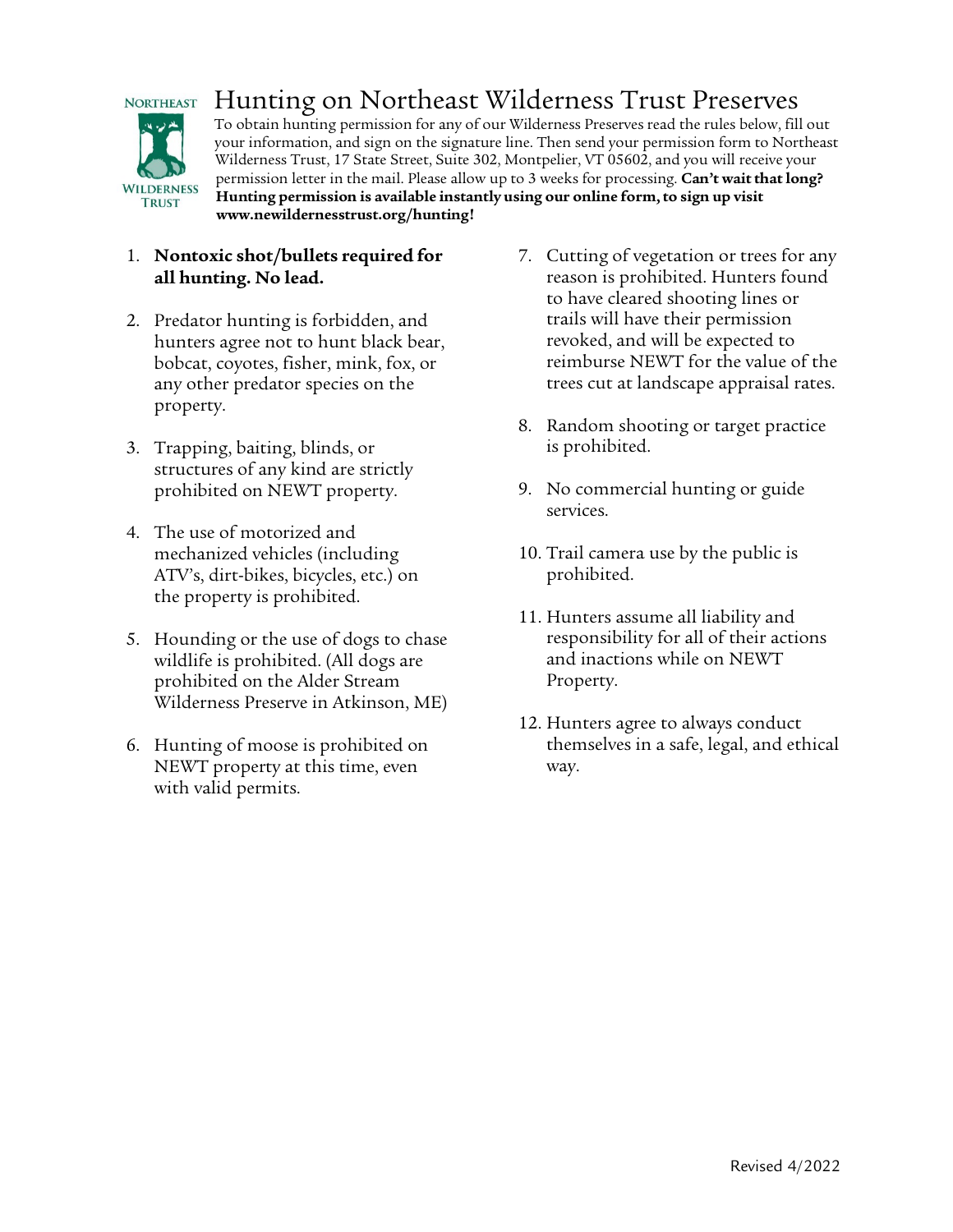# Hunting on Northeast Wilderness Trust Preserves

To obtain hunting permission for any of our Wilderness Preserves read the rules below, fill out your information, and sign on the signature line. Then send your permission form to Northeast Wilderness Trust, 17 State Street, Suite 302, Montpelier, VT 05602, and you will receive your permission letter in the mail. Please allow up to 3 weeks for processing. **Can't wait that long? Hunting permission is available instantly using our online form, to sign up visit www.newildernesstrust.org/hunting!**

1. **Nontoxic shot/bullets required for all hunting. No lead.**
2. Predator hunting is forbidden, and hunters agree not to hunt black bear, bobcat, coyotes, fisher, mink, fox, or any other predator species on the property.
3. Trapping, baiting, blinds, or structures of any kind are strictly prohibited on NEWT property.
4. The use of motorized and mechanized vehicles (including ATV's, dirt-bikes, bicycles, etc.) on the property is prohibited.
5. Hounding or the use of dogs to chase wildlife is prohibited. (All dogs are prohibited on the Alder Stream Wilderness Preserve in Atkinson, ME)
6. Hunting of moose is prohibited on NEWT property at this time, even with valid permits.
7. Cutting of vegetation or trees for any reason is prohibited. Hunters found to have cleared shooting lines or trails will have their permission revoked, and will be expected to reimburse NEWT for the value of the trees cut at landscape appraisal rates.
8. Random shooting or target practice is prohibited.
9. No commercial hunting or guide services.
10. Trail camera use by the public is prohibited.
11. Hunters assume all liability and responsibility for all of their actions and inactions while on NEWT Property.
12. Hunters agree to always conduct themselves in a safe, legal, and ethical way.

Revised 4/2022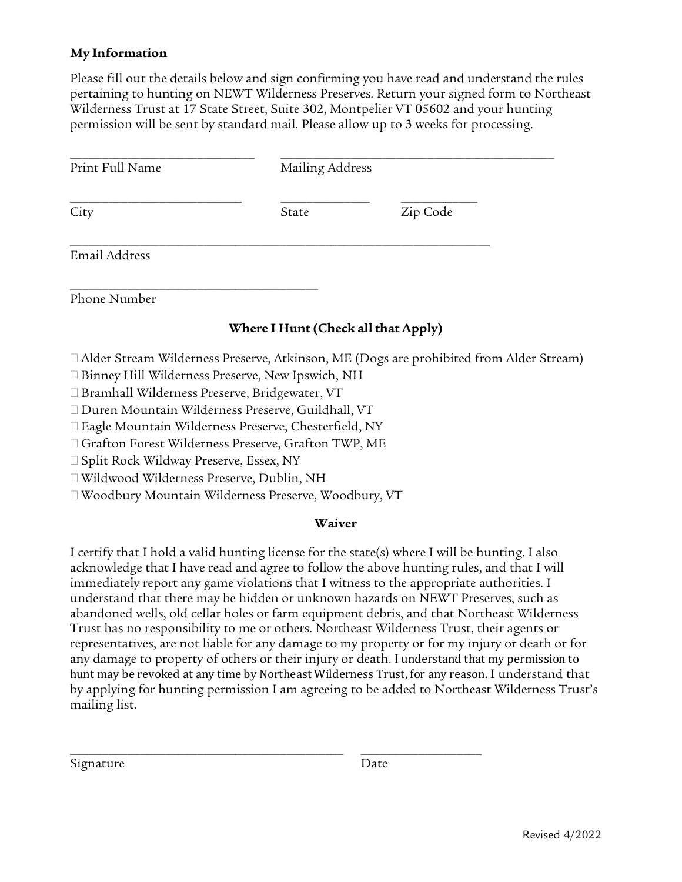**My Information**

Please fill out the details below and sign confirming you have read and understand the rules pertaining to hunting on NEWT Wilderness Preserves. Return your signed form to Northeast Wilderness Trust at 17 State Street, Suite 302, Montpelier VT 05602 and your hunting permission will be sent by standard mail. Please allow up to 3 weeks for processing.

\_\_\_\_\_\_\_\_\_\_\_\_\_\_\_\_\_\_\_\_\_\_\_\_\_\_\_\_ \_\_\_\_\_\_\_\_\_\_\_\_\_\_\_\_\_\_\_\_\_\_\_\_\_\_\_\_\_\_\_\_\_\_\_\_\_\_\_\_\_
Print Full Name Mailing Address

\_\_\_\_\_\_\_\_\_\_\_\_\_\_\_\_\_\_\_\_\_\_\_\_\_\_ \_\_\_\_\_\_\_\_\_\_\_\_\_ \_\_\_\_\_\_\_\_\_\_\_
City State Zip Code

\_\_\_\_\_\_\_\_\_\_\_\_\_\_\_\_\_\_\_\_\_\_\_\_\_\_\_\_\_\_\_\_\_\_\_\_\_\_\_\_\_\_\_\_\_\_\_\_\_\_\_\_\_\_\_\_\_\_\_\_\_\_\_\_
Email Address

\_\_\_\_\_\_\_\_\_\_\_\_\_\_\_\_\_\_\_\_\_\_\_\_\_\_\_\_\_\_\_\_\_\_\_\_\_\_
Phone Number

**Where I Hunt (Check all that Apply)**

- ☐ Alder Stream Wilderness Preserve, Atkinson, ME (Dogs are prohibited from Alder Stream)
- ☐ Binney Hill Wilderness Preserve, New Ipswich, NH
- ☐ Bramhall Wilderness Preserve, Bridgewater, VT
- ☐ Duren Mountain Wilderness Preserve, Guildhall, VT
- ☐ Eagle Mountain Wilderness Preserve, Chesterfield, NY
- ☐ Grafton Forest Wilderness Preserve, Grafton TWP, ME
- ☐ Split Rock Wildway Preserve, Essex, NY
- ☐ Wildwood Wilderness Preserve, Dublin, NH
- ☐ Woodbury Mountain Wilderness Preserve, Woodbury, VT

**Waiver**

I certify that I hold a valid hunting license for the state(s) where I will be hunting. I also acknowledge that I have read and agree to follow the above hunting rules, and that I will immediately report any game violations that I witness to the appropriate authorities. I understand that there may be hidden or unknown hazards on NEWT Preserves, such as abandoned wells, old cellar holes or farm equipment debris, and that Northeast Wilderness Trust has no responsibility to me or others. Northeast Wilderness Trust, their agents or representatives, are not liable for any damage to my property or for my injury or death or for any damage to property of others or their injury or death. I understand that my permission to hunt may be revoked at any time by Northeast Wilderness Trust, for any reason. I understand that by applying for hunting permission I am agreeing to be added to Northeast Wilderness Trust's mailing list.

\_\_\_\_\_\_\_\_\_\_\_\_\_\_\_\_\_\_\_\_\_\_\_\_\_\_\_\_\_\_\_\_\_\_\_\_\_\_\_\_\_ \_\_\_\_\_\_\_\_\_\_\_\_\_\_\_\_\_\_
Signature Date

Revised 4/2022